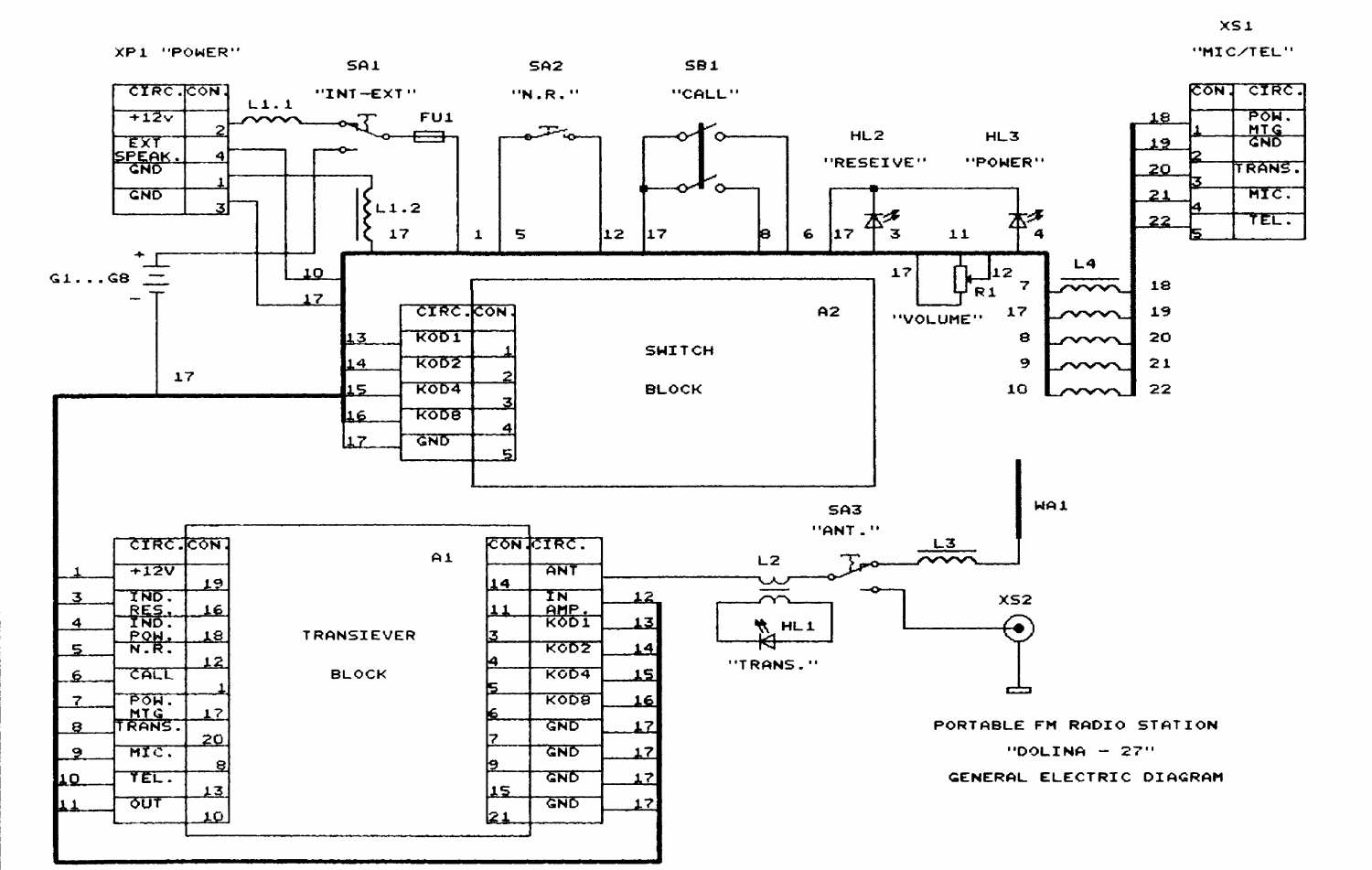# PORTABLE FM RADIO STATION "DOLINA - 27"

## GENERAL ELECTRIC DIAGRAM

**XP1 "POWER"**

| CIRC. | CON. |
|---|---|
| +12v | 2 |
| EXT SPEAK. | 4 |
| GND | 1 |
| GND | 3 |

**XS1 "MIC/TEL"**

| CON. | CIRC. |
|---|---|
| 1 | POW. MTG |
| 2 | GND |
| 3 | TRANS. |
| 4 | MIC. |
| 5 | TEL. |

**A2 SWITCH BLOCK**

| CIRC. | CON. |
|---|---|
| KOD1 | 1 |
| KOD2 | 2 |
| KOD4 | 3 |
| KOD8 | 4 |
| GND | 5 |

**A1 TRANSIEVER BLOCK**

| CIRC. | CON. |
|---|---|
| +12V | 19 |
| IND. RES. | 16 |
| IND. POW. | 18 |
| N.R. | 12 |
| CALL | 1 |
| POW. MTG | 17 |
| TRANS. | 20 |
| MIC. | 8 |
| TEL. | 13 |
| OUT | 10 |

| CON. | CIRC. |
|---|---|
| 14 | ANT |
| 11 | IN AMP. |
| 3 | KOD1 |
| 4 | KOD2 |
| 5 | KOD4 |
| 6 | KOD8 |
| 7 | GND |
| 9 | GND |
| 15 | GND |
| 21 | GND |

SA1 "INT-EXT", SA2 "N.R.", SB1 "CALL", HL2 "RESEIVE", HL3 "POWER", R1 "VOLUME", SA3 "ANT.", HL1 "TRANS.", WA1, XS2, FU1, L1.1, L1.2, L2, L3, L4, G1...G8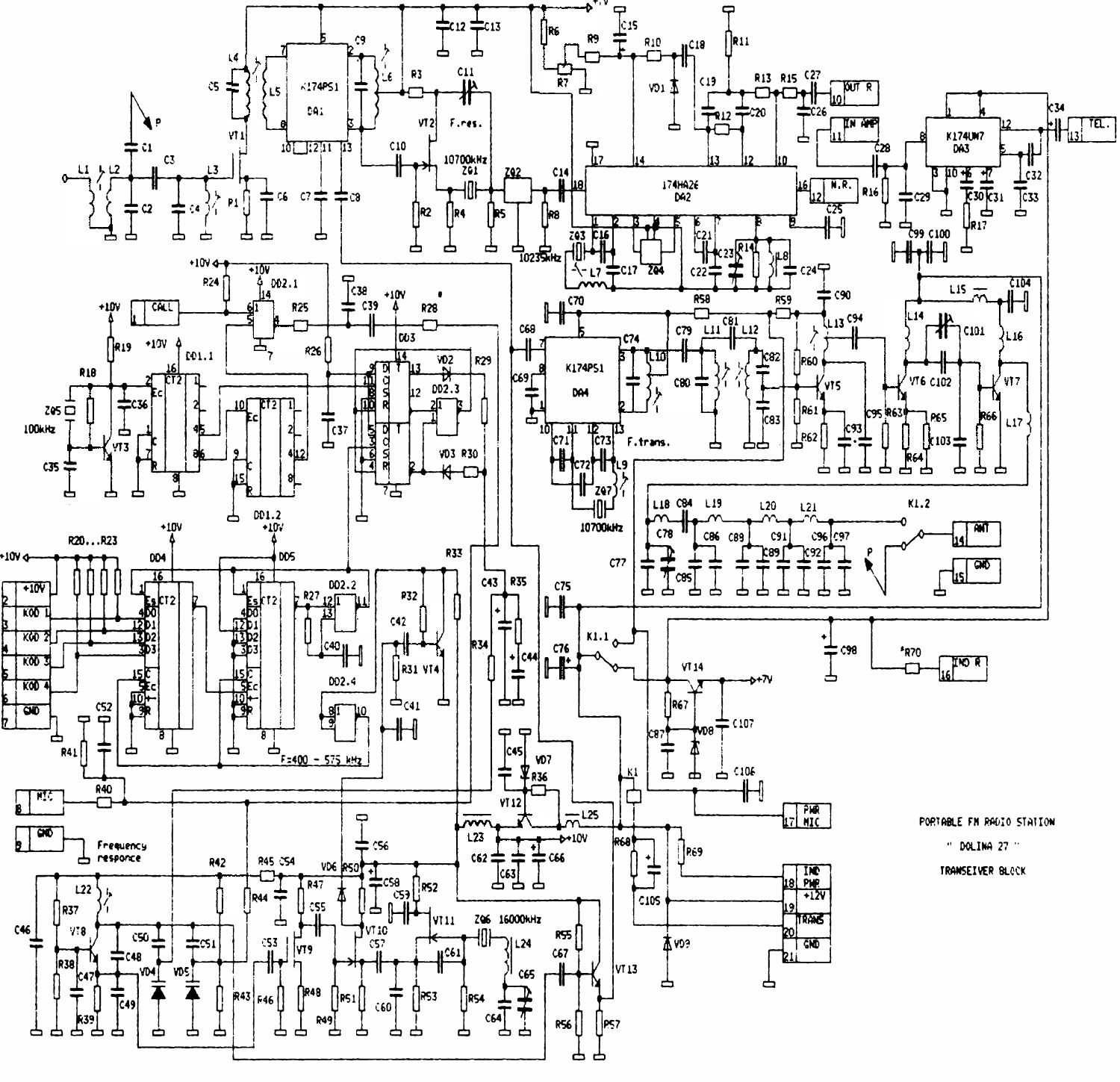PORTABLE FM RADIO STATION

" DOLINA 27 "

TRANSEIVER BLOCK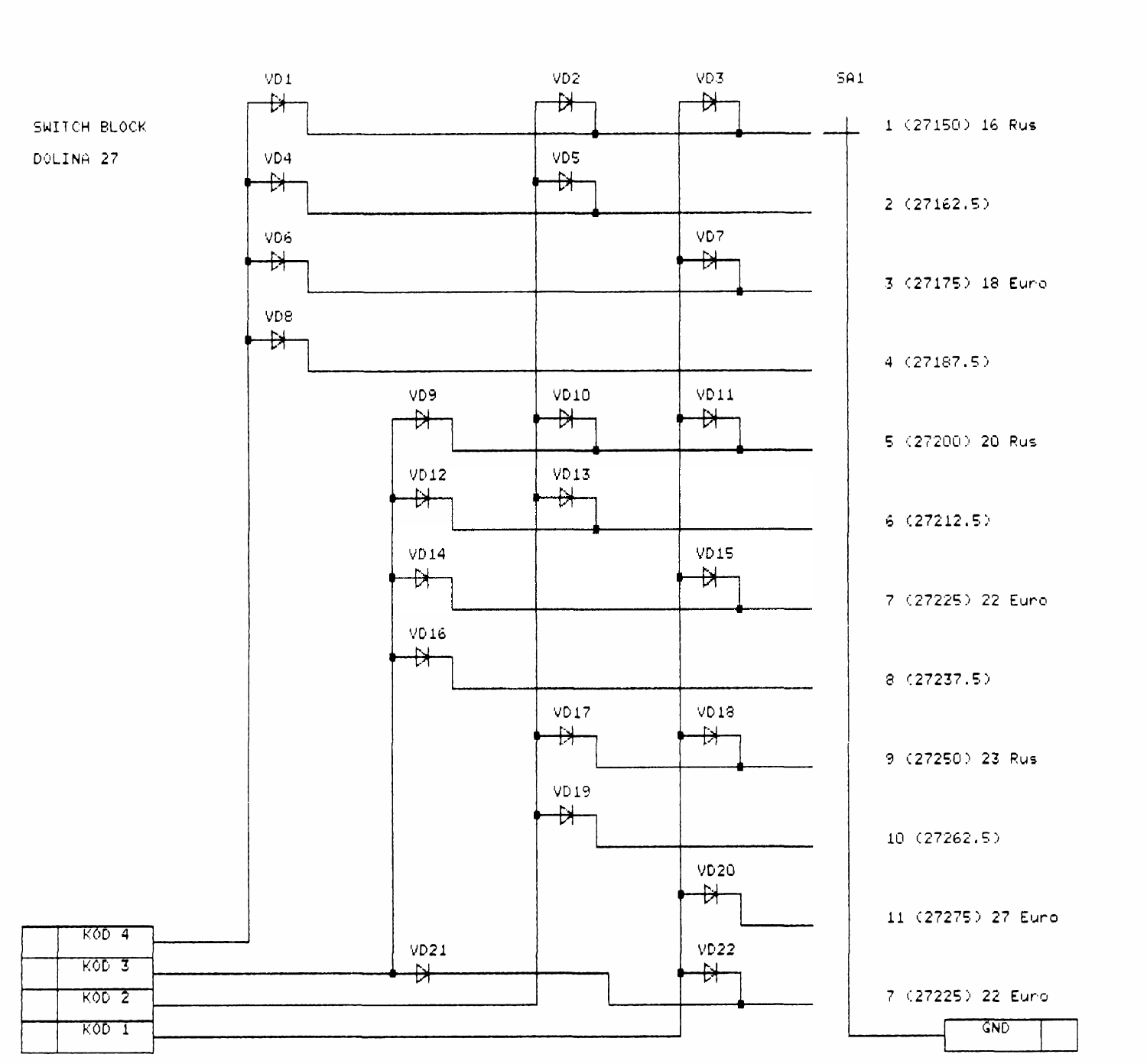SWITCH BLOCK

DOLINA 27

VD1 VD2 VD3 VD4 VD5 VD6 VD7 VD8 VD9 VD10 VD11 VD12 VD13 VD14 VD15 VD16 VD17 VD18 VD19 VD20 VD21 VD22

SA1

1 (27150) 16 Rus

2 (27162.5)

3 (27175) 18 Euro

4 (27187.5)

5 (27200) 20 Rus

6 (27212.5)

7 (27225) 22 Euro

8 (27237.5)

9 (27250) 23 Rus

10 (27262.5)

11 (27275) 27 Euro

7 (27225) 22 Euro

KOD 4

KOD 3

KOD 2

KOD 1

GND